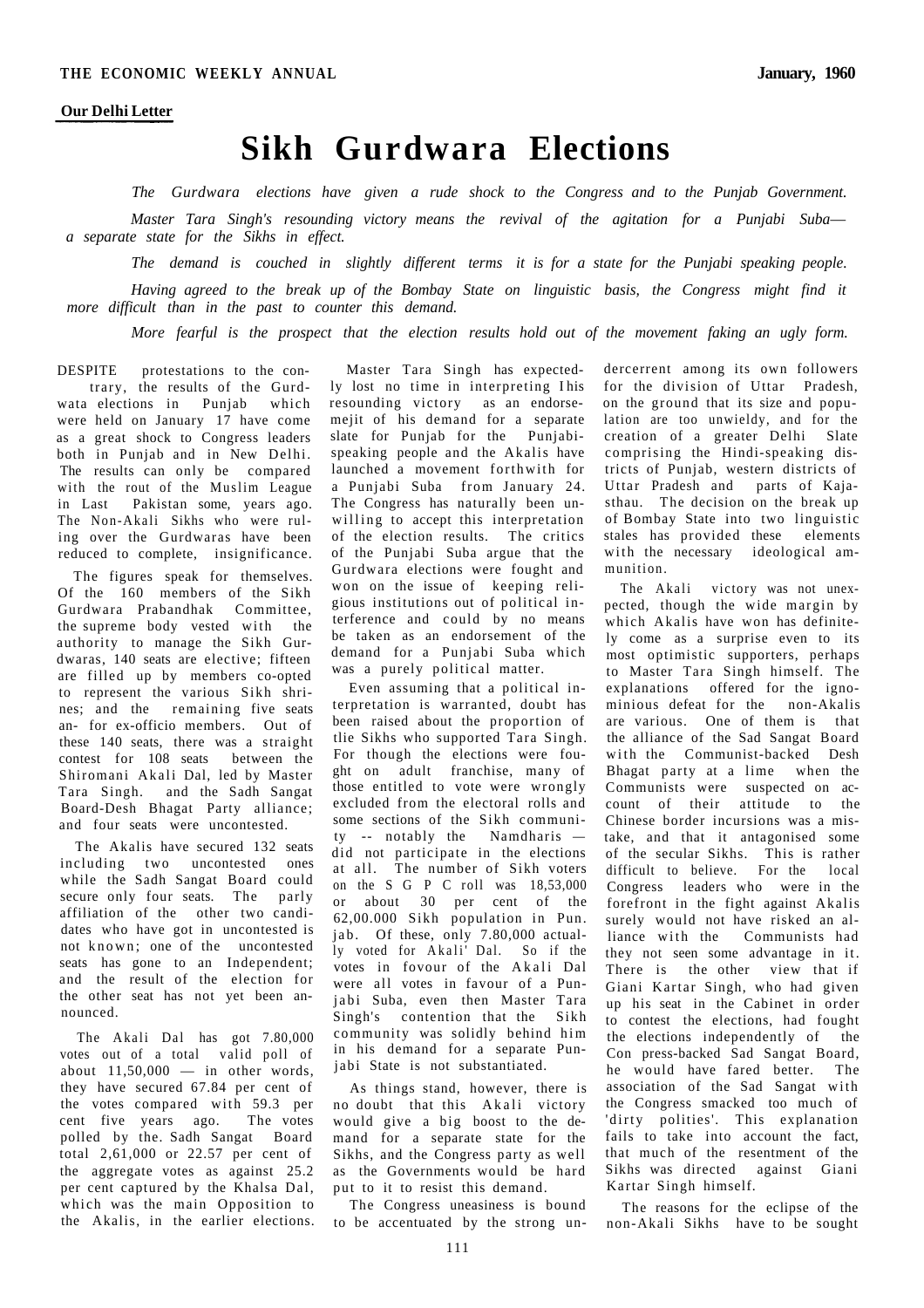**Our Delhi Letter**

# Sikh Gurdwara Elections

*The Gurdwara elections have given a rude shock to the Congress and to the Punjab Government.*

*Master Tara Singh's resounding victory means the revival of the agitation for a Punjabi Suba— a separate state for the Sikhs in effect.*

*The demand is couched in slightly different terms it is for a state for the Punjabi speaking people.*

*Having agreed to the break up of the Bombay State on linguistic basis, the Congress might find it more difficult than in the past to counter this demand.*

*More fearful is the prospect that the election results hold out of the movement faking an ugly form.*

DESPITE protestations to the contrary, the results of the Gurdwata elections in Punjab which were held on January 17 have come as a great shock to Congress leaders both in Punjab and in New Delhi. The results can only be compared with the rout of the Muslim League in Last Pakistan some, years ago. The Non-Akali Sikhs who were ruling over the Gurdwaras have been reduced to complete, insignificance.

The figures speak for themselves. Of the 160 members of the Sikh Gurdwara Prabandhak Committee, the supreme body vested with the authority to manage the Sikh Gurdwaras, 140 seats are elective; fifteen are filled up by members co-opted to represent the various Sikh shrines; and the remaining five seats an- for ex-officio members. Out of these 140 seats, there was a straight contest for 108 seats between the Shiromani Akali Dal, led by Master Tara Singh. and the Sadh Sangat Board-Desh Bhagat Party alliance; and four seats were uncontested.

The Akalis have secured 132 seats including two uncontested ones while the Sadh Sangat Board could secure only four seats. The parly affiliation of the other two candidates who have got in uncontested is not known; one of the uncontested seats has gone to an Independent; and the result of the election for the other seat has not yet been announced.

The Akali Dal has got 7.80,000 votes out of a total valid poll of about 11,50,000 — in other words, they have secured 67.84 per cent of the votes compared with 59.3 per cent five years ago. The votes polled by the. Sadh Sangat Board total 2,61,000 or 22.57 per cent of the aggregate votes as against 25.2 per cent captured by the Khalsa Dal, which was the main Opposition to the Akalis, in the earlier elections.

Master Tara Singh has expectedly lost no time in interpreting Ihis resounding victory as an endorsemejit of his demand for a separate slate for Punjab for the Punjabi-speaking people and the Akalis have launched a movement forthwith for a Punjabi Suba from January 24. The Congress has naturally been unwilling to accept this interpretation of the election results. The critics of the Punjabi Suba argue that the Gurdwara elections were fought and won on the issue of keeping religious institutions out of political interference and could by no means be taken as an endorsement of the demand for a Punjabi Suba which was a purely political matter.

Even assuming that a political interpretation is warranted, doubt has been raised about the proportion of tlie Sikhs who supported Tara Singh. For though the elections were fought on adult franchise, many of those entitled to vote were wrongly excluded from the electoral rolls and some sections of the Sikh community -- notably the Namdharis — did not participate in the elections at all. The number of Sikh voters on the S G P C roll was 18,53,000 or about 30 per cent of the 62,00.000 Sikh population in Pun. jab. Of these, only 7.80,000 actually voted for Akali' Dal. So if the votes in fovour of the Akali Dal were all votes in favour of a Punjabi Suba, even then Master Tara Singh's contention that the Sikh community was solidly behind him in his demand for a separate Punjabi State is not substantiated.

As things stand, however, there is no doubt that this Akali victory would give a big boost to the demand for a separate state for the Sikhs, and the Congress party as well as the Governments would be hard put to it to resist this demand.

The Congress uneasiness is bound to be accentuated by the strong undercerrent among its own followers for the division of Uttar Pradesh, on the ground that its size and population are too unwieldy, and for the creation of a greater Delhi Slate comprising the Hindi-speaking districts of Punjab, western districts of Uttar Pradesh and parts of Kajasthau. The decision on the break up of Bombay State into two linguistic stales has provided these elements with the necessary ideological ammunition.

The Akali victory was not unexpected, though the wide margin by which Akalis have won has definitely come as a surprise even to its most optimistic supporters, perhaps to Master Tara Singh himself. The explanations offered for the ignominious defeat for the non-Akalis are various. One of them is that the alliance of the Sad Sangat Board with the Communist-backed Desh Bhagat party at a lime when the Communists were suspected on account of their attitude to the Chinese border incursions was a mistake, and that it antagonised some of the secular Sikhs. This is rather difficult to believe. For the local Congress leaders who were in the forefront in the fight against Akalis surely would not have risked an alliance with the Communists had they not seen some advantage in it. There is the other view that if Giani Kartar Singh, who had given up his seat in the Cabinet in order to contest the elections, had fought the elections independently of the Con press-backed Sad Sangat Board, he would have fared better. The association of the Sad Sangat with the Congress smacked too much of 'dirty polities'. This explanation fails to take into account the fact, that much of the resentment of the Sikhs was directed against Giani Kartar Singh himself.

The reasons for the eclipse of the non-Akali Sikhs have to be sought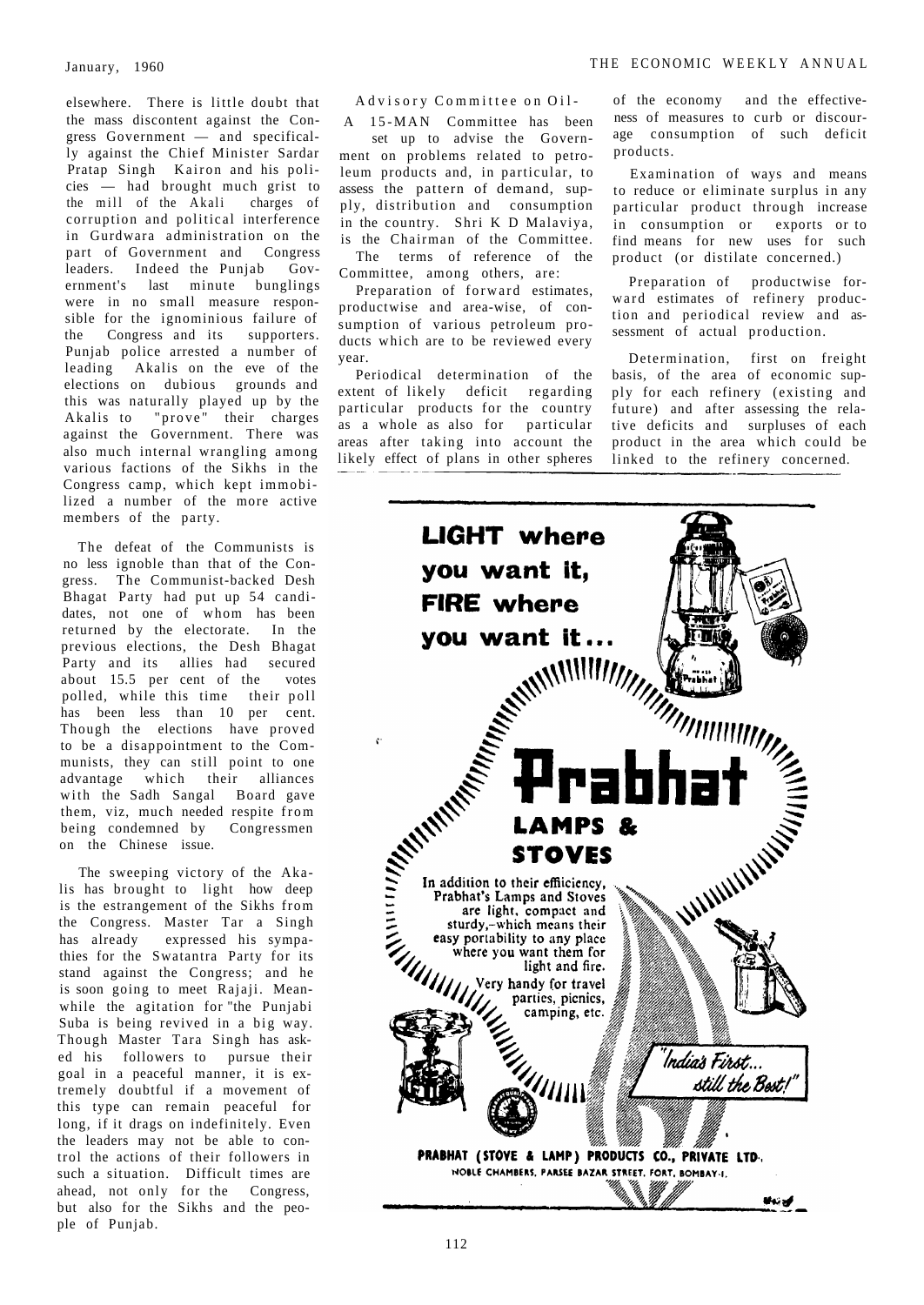elsewhere. There is little doubt that the mass discontent against the Congress Government — and specifically against the Chief Minister Sardar Pratap Singh Kairon and his policies — had brought much grist to the mill of the Akali charges of corruption and political interference in Gurdwara administration on the part of Government and Congress leaders. Indeed the Punjab Government's last minute bunglings were in no small measure responsible for the ignominious failure of the Congress and its supporters. Punjab police arrested a number of leading Akalis on the eve of the elections on dubious grounds and this was naturally played up by the Akalis to "prove" their charges against the Government. There was also much internal wrangling among various factions of the Sikhs in the Congress camp, which kept immobilized a number of the more active members of the party.

The defeat of the Communists is no less ignoble than that of the Congress. The Communist-backed Desh Bhagat Party had put up 54 candidates, not one of whom has been returned by the electorate. In the previous elections, the Desh Bhagat Party and its allies had secured about 15.5 per cent of the votes polled, while this time their poll has been less than 10 per cent. Though the elections have proved to be a disappointment to the Communists, they can still point to one advantage which their alliances with the Sadh Sangal Board gave them, viz, much needed respite from being condemned by Congressmen on the Chinese issue.

The sweeping victory of the Akalis has brought to light how deep is the estrangement of the Sikhs from the Congress. Master Tar a Singh has already expressed his sympathies for the Swatantra Party for its stand against the Congress; and he is soon going to meet Rajaji. Meanwhile the agitation for "the Punjabi Suba is being revived in a big way. Though Master Tara Singh has asked his followers to pursue their goal in a peaceful manner, it is extremely doubtful if a movement of this type can remain peaceful for long, if it drags on indefinitely. Even the leaders may not be able to control the actions of their followers in such a situation. Difficult times are ahead, not only for the Congress, but also for the Sikhs and the people of Punjab.

## Advisory Committee on Oil-

A 15-MAN Committee has been set up to advise the Government on problems related to petroleum products and, in particular, to assess the pattern of demand, supply, distribution and consumption in the country. Shri K D Malaviya, is the Chairman of the Committee. The terms of reference of the Committee, among others, are:

Preparation of forward estimates, productwise and area-wise, of consumption of various petroleum products which are to be reviewed every year.

Periodical determination of the extent of likely deficit regarding particular products for the country as a whole as also for particular areas after taking into account the likely effect of plans in other spheres of the economy and the effectiveness of measures to curb or discourage consumption of such deficit products.

Examination of ways and means to reduce or eliminate surplus in any particular product through increase in consumption or exports or to find means for new uses for such product (or distilate concerned.)

Preparation of productwise forward estimates of refinery production and periodical review and assessment of actual production.

Determination, first on freight basis, of the area of economic supply for each refinery (existing and future) and after assessing the relative deficits and surpluses of each product in the area which could be linked to the refinery concerned.

**LIGHT where you want it, FIRE where you want it...**

# Prabhat

**LAMPS & STOVES**

In addition to their efficiency, Prabhat's Lamps and Stoves are light, compact and sturdy,—which means their easy portability to any place where you want them for light and fire. Very handy for travel parties, picnics, camping, etc.

*"India's First... still the Best!"*

**PRABHAT (STOVE & LAMP) PRODUCTS CO., PRIVATE LTD.**
NOBLE CHAMBERS, PARSEE BAZAR STREET, FORT, BOMBAY-1.